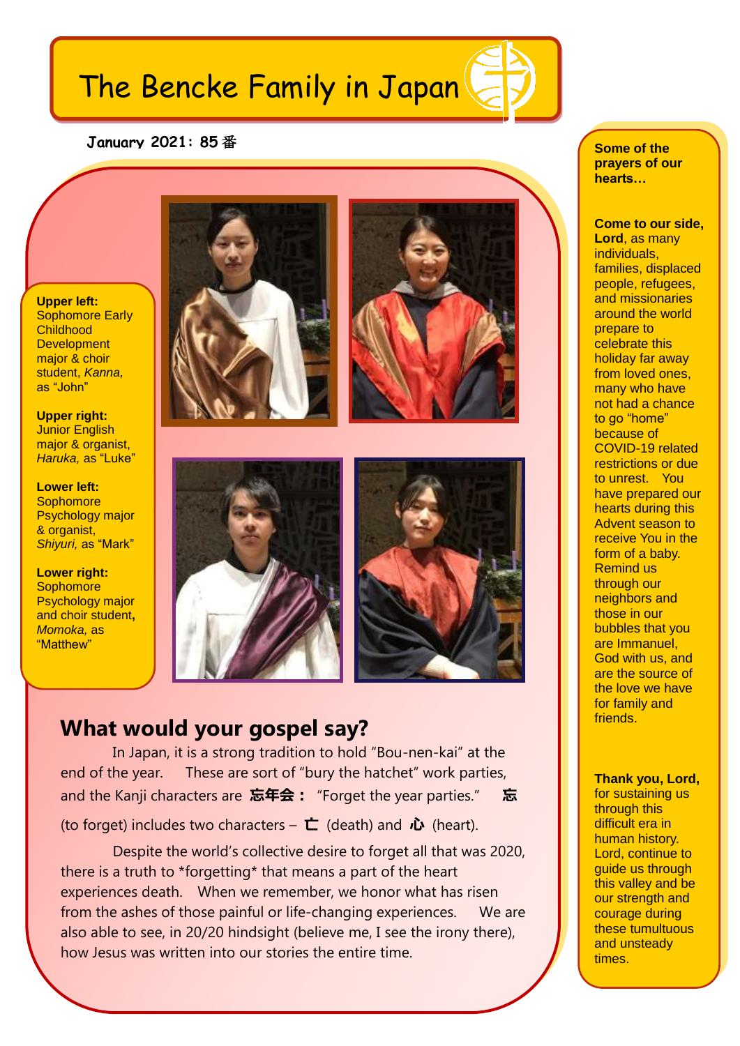# The Bencke Family in Japan

**January 2021: 85 番**

**Upper left:** Sophomore Early Childhood Development major & choir student, *Kanna,* as "John"

**Upper right:** Junior English major & organist, *Haruka,* as "Luke"

**Lower left:** Sophomore Psychology major & organist, *Shiyuri,* as "Mark"

**Lower right:** Sophomore Psychology major and choir student**,** *Momoka,* as "Matthew"

## What would your gospel say?

In Japan, it is a strong tradition to hold "Bou-nen-kai" at the end of the year. These are sort of "bury the hatchet" work parties, and the Kanji characters are **忘年会：** "Forget the year parties." **忘** (to forget) includes two characters – **亡** (death) and **心** (heart).

Despite the world's collective desire to forget all that was 2020, there is a truth to *forgetting* that means a part of the heart experiences death. When we remember, we honor what has risen from the ashes of those painful or life-changing experiences. We are also able to see, in 20/20 hindsight (believe me, I see the irony there), how Jesus was written into our stories the entire time.

**Some of the prayers of our hearts…**

**Come to our side, Lord**, as many individuals, families, displaced people, refugees, and missionaries around the world prepare to celebrate this holiday far away from loved ones, many who have not had a chance to go "home" because of COVID-19 related restrictions or due to unrest. You have prepared our hearts during this Advent season to receive You in the form of a baby. Remind us through our neighbors and those in our bubbles that you are Immanuel, God with us, and are the source of the love we have for family and friends.

**Thank you, Lord,** for sustaining us through this difficult era in human history. Lord, continue to guide us through this valley and be our strength and courage during these tumultuous and unsteady times.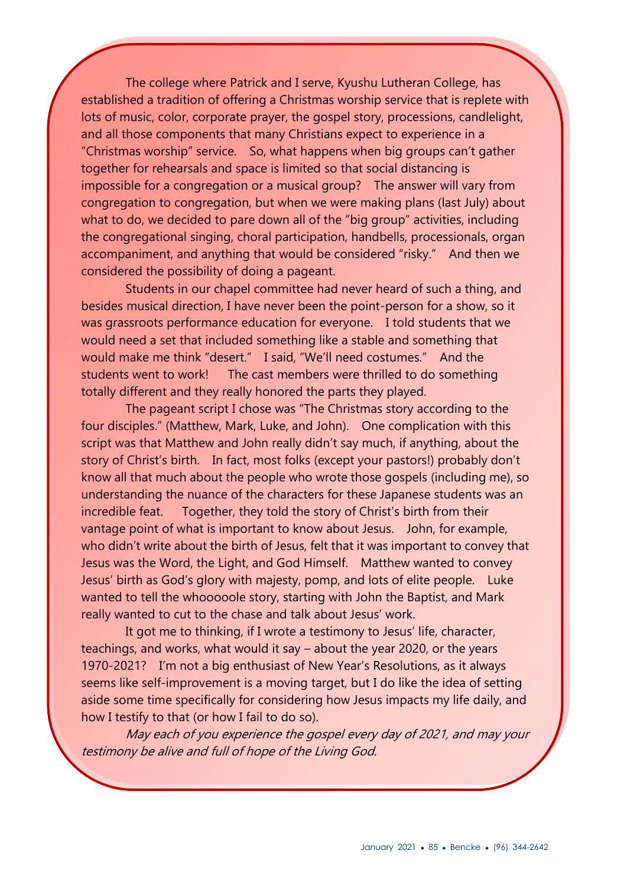The college where Patrick and I serve, Kyushu Lutheran College, has established a tradition of offering a Christmas worship service that is replete with lots of music, color, corporate prayer, the gospel story, processions, candlelight, and all those components that many Christians expect to experience in a "Christmas worship" service. So, what happens when big groups can't gather together for rehearsals and space is limited so that social distancing is impossible for a congregation or a musical group? The answer will vary from congregation to congregation, but when we were making plans (last July) about what to do, we decided to pare down all of the "big group" activities, including the congregational singing, choral participation, handbells, processionals, organ accompaniment, and anything that would be considered "risky." And then we considered the possibility of doing a pageant.

Students in our chapel committee had never heard of such a thing, and besides musical direction, I have never been the point-person for a show, so it was grassroots performance education for everyone. I told students that we would need a set that included something like a stable and something that would make me think "desert." I said, "We'll need costumes." And the students went to work! The cast members were thrilled to do something totally different and they really honored the parts they played.

The pageant script I chose was "The Christmas story according to the four disciples." (Matthew, Mark, Luke, and John). One complication with this script was that Matthew and John really didn't say much, if anything, about the story of Christ's birth. In fact, most folks (except your pastors!) probably don't know all that much about the people who wrote those gospels (including me), so understanding the nuance of the characters for these Japanese students was an incredible feat. Together, they told the story of Christ's birth from their vantage point of what is important to know about Jesus. John, for example, who didn't write about the birth of Jesus, felt that it was important to convey that Jesus was the Word, the Light, and God Himself. Matthew wanted to convey Jesus' birth as God's glory with majesty, pomp, and lots of elite people. Luke wanted to tell the whooooole story, starting with John the Baptist, and Mark really wanted to cut to the chase and talk about Jesus' work.

It got me to thinking, if I wrote a testimony to Jesus' life, character, teachings, and works, what would it say – about the year 2020, or the years 1970-2021? I'm not a big enthusiast of New Year's Resolutions, as it always seems like self-improvement is a moving target, but I do like the idea of setting aside some time specifically for considering how Jesus impacts my life daily, and how I testify to that (or how I fail to do so).

*May each of you experience the gospel every day of 2021, and may your testimony be alive and full of hope of the Living God.*